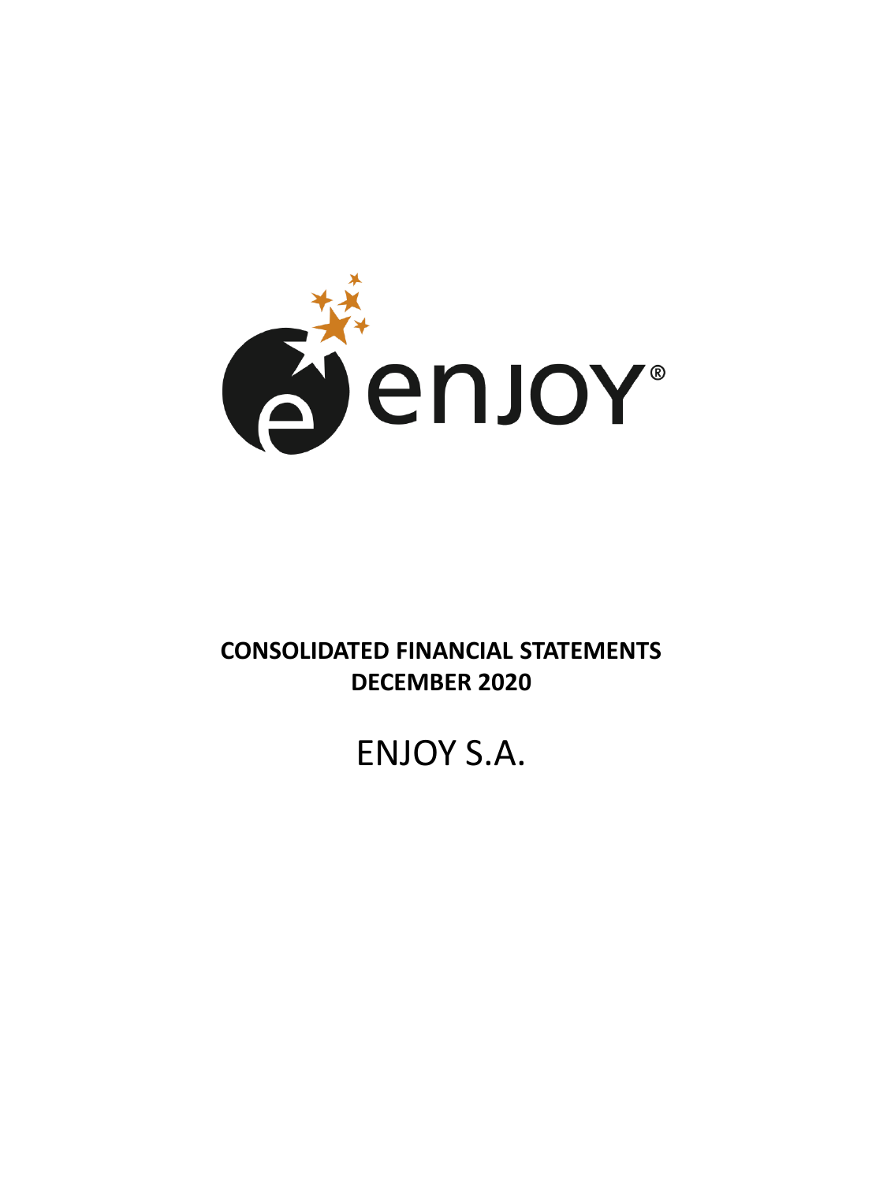enjoy®

**CONSOLIDATED FINANCIAL STATEMENTS**
**DECEMBER 2020**

ENJOY S.A.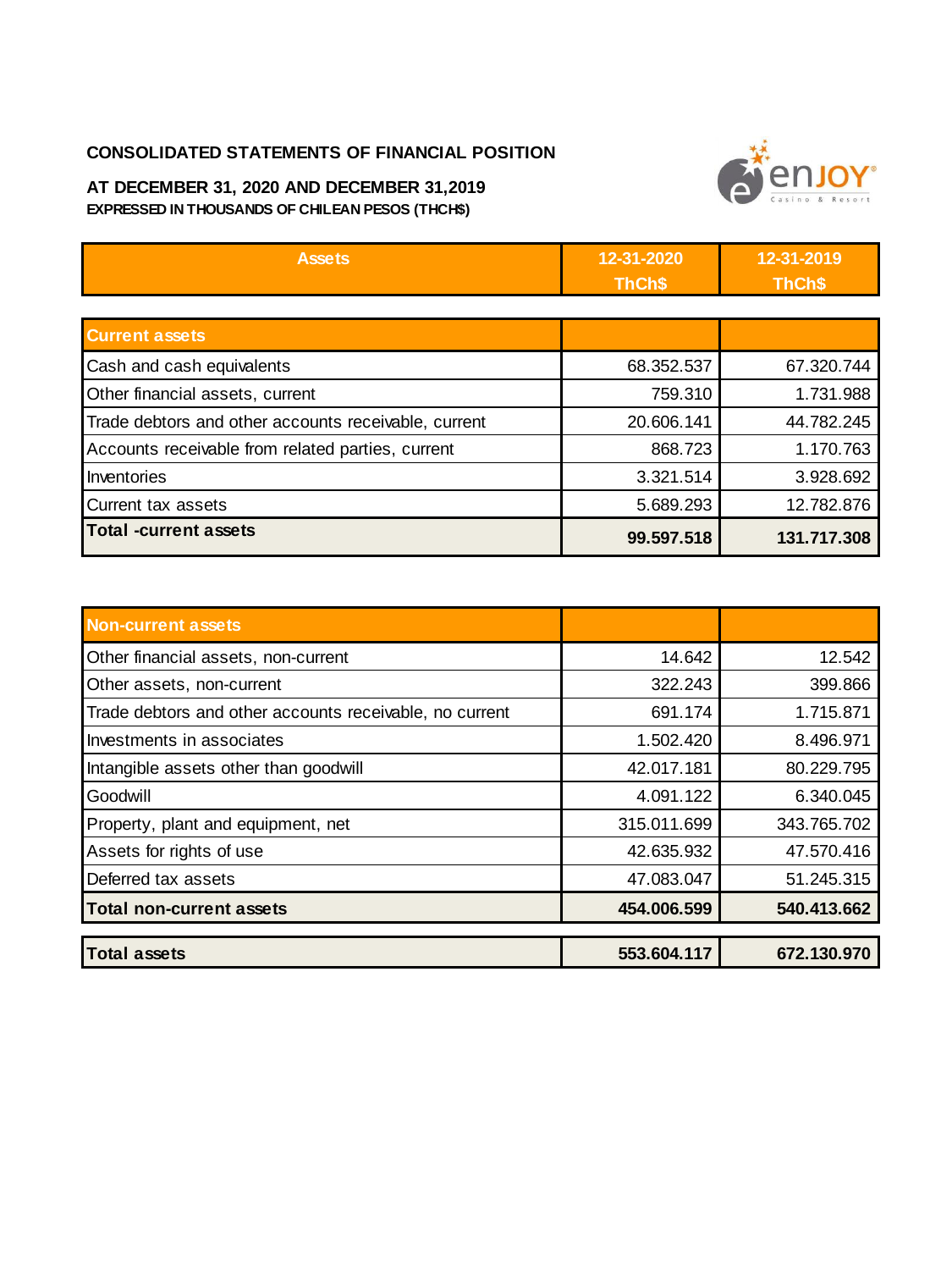**CONSOLIDATED STATEMENTS OF FINANCIAL POSITION**

**AT DECEMBER 31, 2020 AND DECEMBER 31,2019**
**EXPRESSED IN THOUSANDS OF CHILEAN PESOS (THCH$)**

| Assets | 12-31-2020 ThCh$ | 12-31-2019 ThCh$ |
|---|---|---|
| **Current assets** | | |
| Cash and cash equivalents | 68.352.537 | 67.320.744 |
| Other financial assets, current | 759.310 | 1.731.988 |
| Trade debtors and other accounts receivable, current | 20.606.141 | 44.782.245 |
| Accounts receivable from related parties, current | 868.723 | 1.170.763 |
| Inventories | 3.321.514 | 3.928.692 |
| Current tax assets | 5.689.293 | 12.782.876 |
| **Total -current assets** | **99.597.518** | **131.717.308** |
| **Non-current assets** | | |
| Other financial assets, non-current | 14.642 | 12.542 |
| Other assets, non-current | 322.243 | 399.866 |
| Trade debtors and other accounts receivable, no current | 691.174 | 1.715.871 |
| Investments in associates | 1.502.420 | 8.496.971 |
| Intangible assets other than goodwill | 42.017.181 | 80.229.795 |
| Goodwill | 4.091.122 | 6.340.045 |
| Property, plant and equipment, net | 315.011.699 | 343.765.702 |
| Assets for rights of use | 42.635.932 | 47.570.416 |
| Deferred tax assets | 47.083.047 | 51.245.315 |
| **Total non-current assets** | **454.006.599** | **540.413.662** |
| **Total assets** | **553.604.117** | **672.130.970** |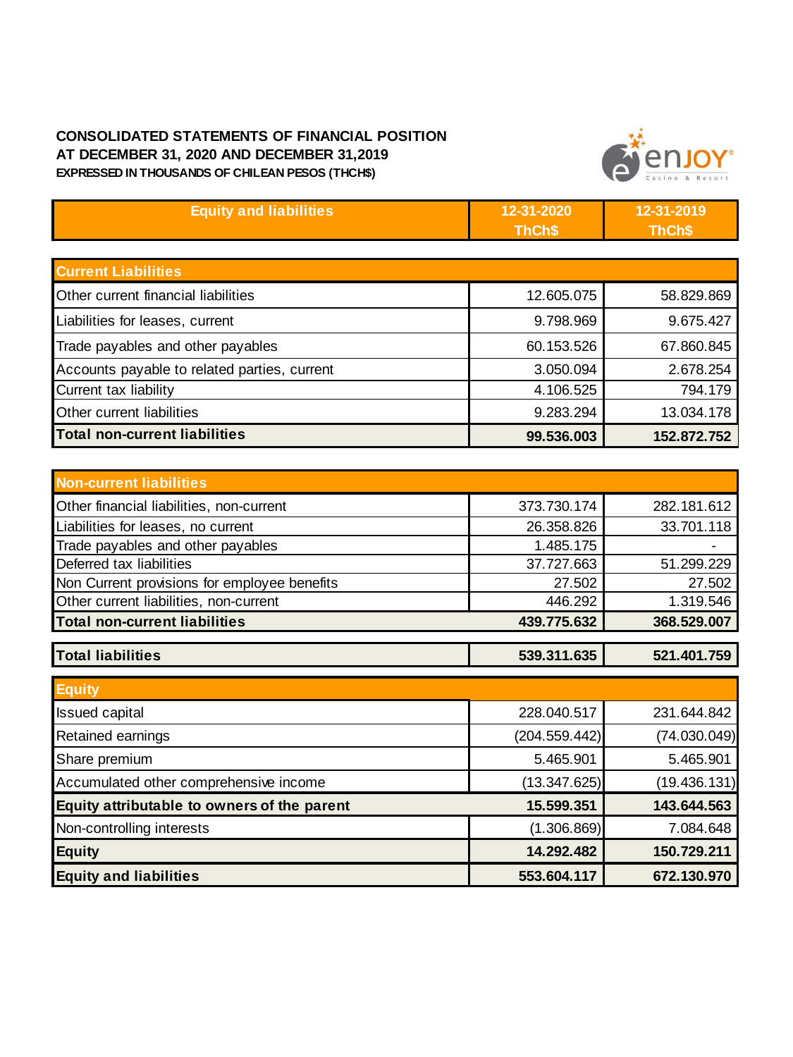**CONSOLIDATED STATEMENTS OF FINANCIAL POSITION**
**AT DECEMBER 31, 2020 AND DECEMBER 31,2019**
**EXPRESSED IN THOUSANDS OF CHILEAN PESOS (THCH$)**

| Equity and liabilities | 12-31-2020 ThCh$ | 12-31-2019 ThCh$ |
|---|---|---|
| **Current Liabilities** | | |
| Other current financial liabilities | 12.605.075 | 58.829.869 |
| Liabilities for leases, current | 9.798.969 | 9.675.427 |
| Trade payables and other payables | 60.153.526 | 67.860.845 |
| Accounts payable to related parties, current | 3.050.094 | 2.678.254 |
| Current tax liability | 4.106.525 | 794.179 |
| Other current liabilities | 9.283.294 | 13.034.178 |
| **Total non-current liabilities** | **99.536.003** | **152.872.752** |
| **Non-current liabilities** | | |
| Other financial liabilities, non-current | 373.730.174 | 282.181.612 |
| Liabilities for leases, no current | 26.358.826 | 33.701.118 |
| Trade payables and other payables | 1.485.175 | - |
| Deferred tax liabilities | 37.727.663 | 51.299.229 |
| Non Current provisions for employee benefits | 27.502 | 27.502 |
| Other current liabilities, non-current | 446.292 | 1.319.546 |
| **Total non-current liabilities** | **439.775.632** | **368.529.007** |
| **Total liabilities** | **539.311.635** | **521.401.759** |
| **Equity** | | |
| Issued capital | 228.040.517 | 231.644.842 |
| Retained earnings | (204.559.442) | (74.030.049) |
| Share premium | 5.465.901 | 5.465.901 |
| Accumulated other comprehensive income | (13.347.625) | (19.436.131) |
| **Equity attributable to owners of the parent** | **15.599.351** | **143.644.563** |
| Non-controlling interests | (1.306.869) | 7.084.648 |
| **Equity** | **14.292.482** | **150.729.211** |
| **Equity and liabilities** | **553.604.117** | **672.130.970** |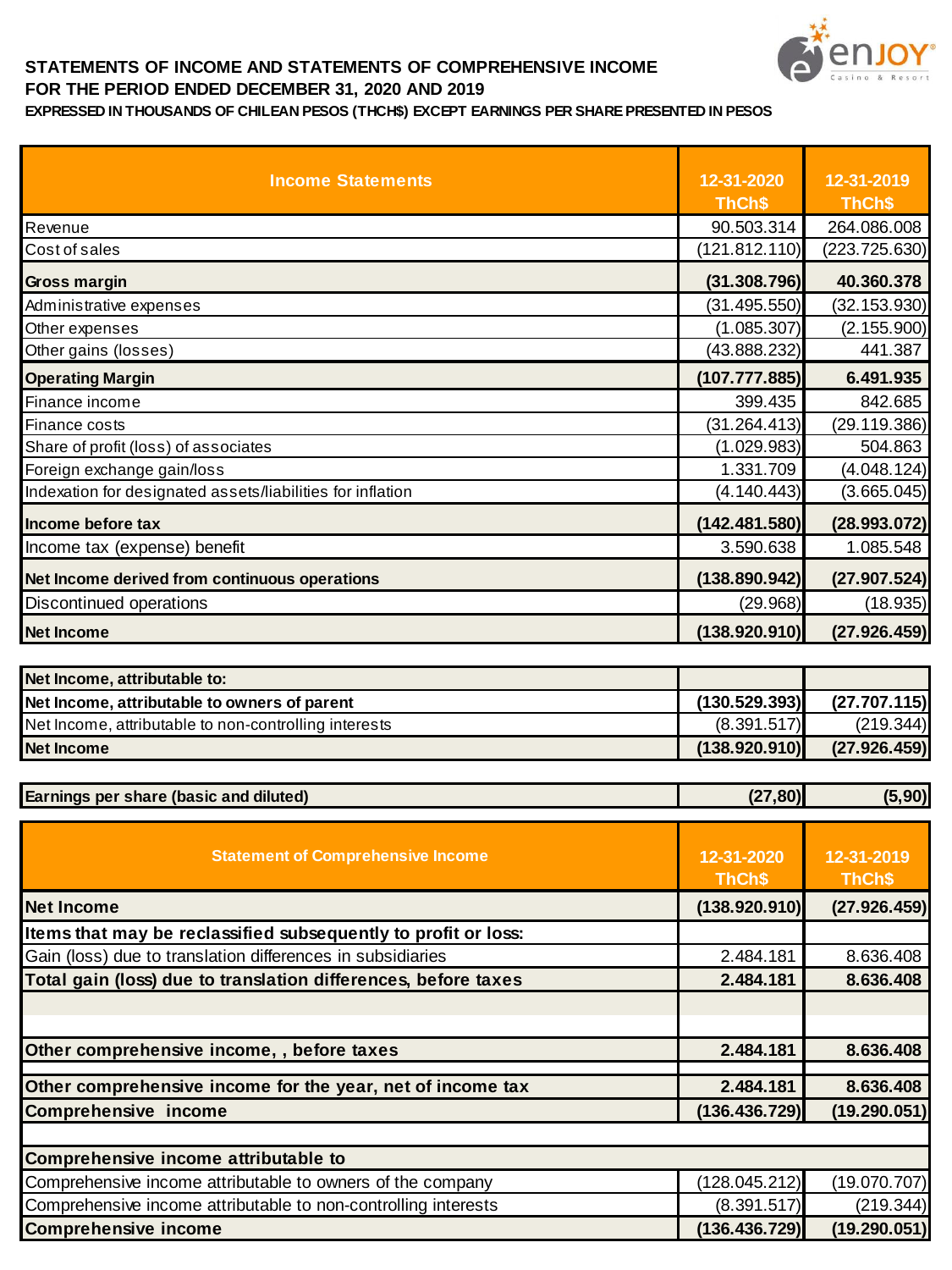# STATEMENTS OF INCOME AND STATEMENTS OF COMPREHENSIVE INCOME
## FOR THE PERIOD ENDED DECEMBER 31, 2020 AND 2019
**EXPRESSED IN THOUSANDS OF CHILEAN PESOS (THCH$) EXCEPT EARNINGS PER SHARE PRESENTED IN PESOS**

| Income Statements | 12-31-2020 ThCh$ | 12-31-2019 ThCh$ |
|---|---|---|
| Revenue | 90.503.314 | 264.086.008 |
| Cost of sales | (121.812.110) | (223.725.630) |
| **Gross margin** | **(31.308.796)** | **40.360.378** |
| Administrative expenses | (31.495.550) | (32.153.930) |
| Other expenses | (1.085.307) | (2.155.900) |
| Other gains (losses) | (43.888.232) | 441.387 |
| **Operating Margin** | **(107.777.885)** | **6.491.935** |
| Finance income | 399.435 | 842.685 |
| Finance costs | (31.264.413) | (29.119.386) |
| Share of profit (loss) of associates | (1.029.983) | 504.863 |
| Foreign exchange gain/loss | 1.331.709 | (4.048.124) |
| Indexation for designated assets/liabilities for inflation | (4.140.443) | (3.665.045) |
| **Income before tax** | **(142.481.580)** | **(28.993.072)** |
| Income tax (expense) benefit | 3.590.638 | 1.085.548 |
| **Net Income derived from continuous operations** | **(138.890.942)** | **(27.907.524)** |
| Discontinued operations | (29.968) | (18.935) |
| **Net Income** | **(138.920.910)** | **(27.926.459)** |

| | | |
|---|---|---|
| **Net Income, attributable to:** | | |
| **Net Income, attributable to owners of parent** | **(130.529.393)** | **(27.707.115)** |
| Net Income, attributable to non-controlling interests | (8.391.517) | (219.344) |
| **Net Income** | **(138.920.910)** | **(27.926.459)** |

| | | |
|---|---|---|
| **Earnings per share (basic and diluted)** | **(27,80)** | **(5,90)** |

| Statement of Comprehensive Income | 12-31-2020 ThCh$ | 12-31-2019 ThCh$ |
|---|---|---|
| **Net Income** | **(138.920.910)** | **(27.926.459)** |
| **Items that may be reclassified subsequently to profit or loss:** | | |
| Gain (loss) due to translation differences in subsidiaries | 2.484.181 | 8.636.408 |
| **Total gain (loss) due to translation differences, before taxes** | **2.484.181** | **8.636.408** |
| **Other comprehensive income, , before taxes** | **2.484.181** | **8.636.408** |
| **Other comprehensive income for the year, net of income tax** | **2.484.181** | **8.636.408** |
| **Comprehensive income** | **(136.436.729)** | **(19.290.051)** |
| **Comprehensive income attributable to** | | |
| Comprehensive income attributable to owners of the company | (128.045.212) | (19.070.707) |
| Comprehensive income attributable to non-controlling interests | (8.391.517) | (219.344) |
| **Comprehensive income** | **(136.436.729)** | **(19.290.051)** |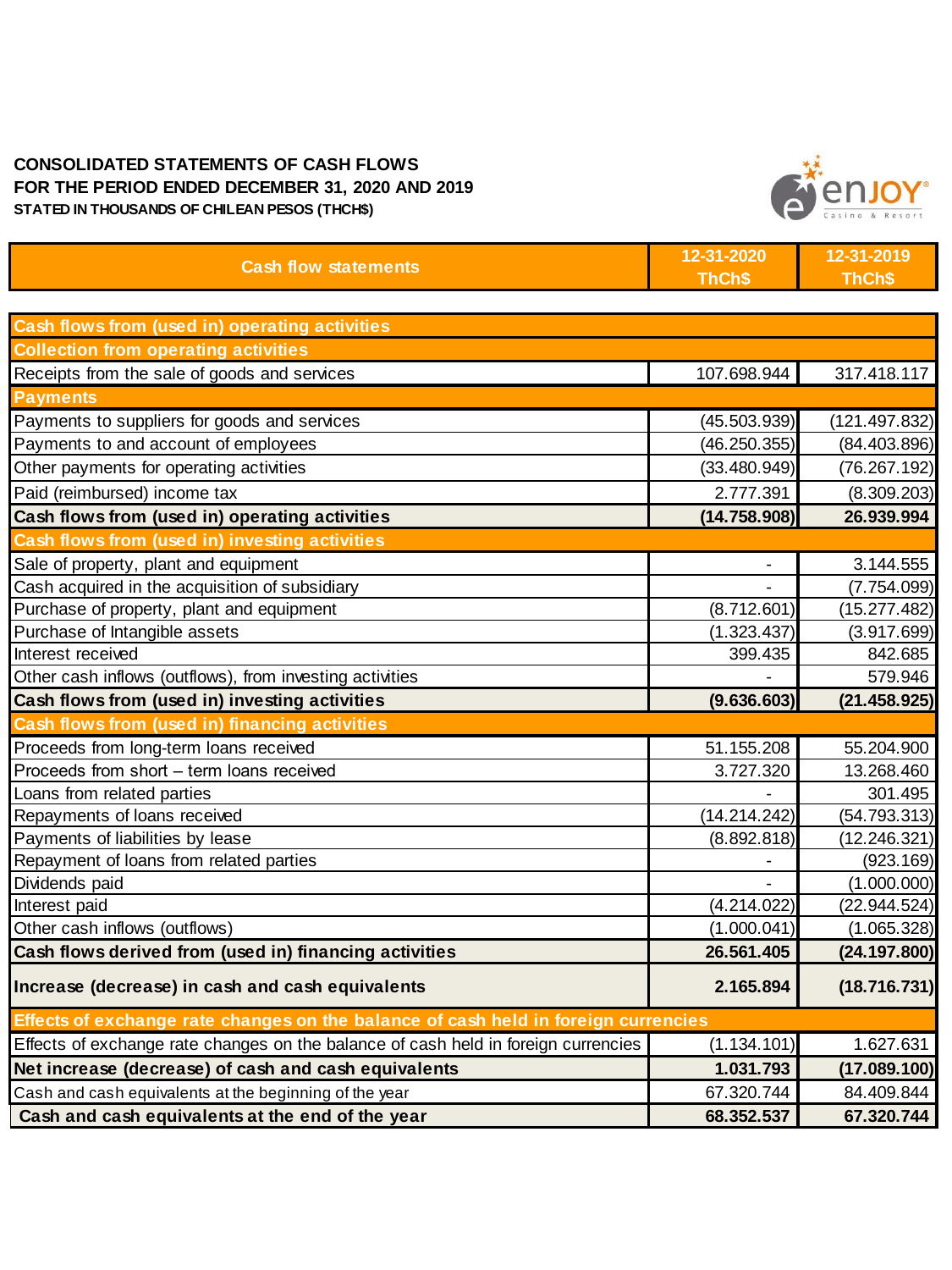# CONSOLIDATED STATEMENTS OF CASH FLOWS
## FOR THE PERIOD ENDED DECEMBER 31, 2020 AND 2019
### STATED IN THOUSANDS OF CHILEAN PESOS (THCH$)

| Cash flow statements | 12-31-2020 ThCh$ | 12-31-2019 ThCh$ |
|---|---|---|
| **Cash flows from (used in) operating activities** | | |
| **Collection from operating activities** | | |
| Receipts from the sale of goods and services | 107.698.944 | 317.418.117 |
| **Payments** | | |
| Payments to suppliers for goods and services | (45.503.939) | (121.497.832) |
| Payments to and account of employees | (46.250.355) | (84.403.896) |
| Other payments for operating activities | (33.480.949) | (76.267.192) |
| Paid (reimbursed) income tax | 2.777.391 | (8.309.203) |
| **Cash flows from (used in) operating activities** | **(14.758.908)** | **26.939.994** |
| **Cash flows from (used in) investing activities** | | |
| Sale of property, plant and equipment | - | 3.144.555 |
| Cash acquired in the acquisition of subsidiary | - | (7.754.099) |
| Purchase of property, plant and equipment | (8.712.601) | (15.277.482) |
| Purchase of Intangible assets | (1.323.437) | (3.917.699) |
| Interest received | 399.435 | 842.685 |
| Other cash inflows (outflows), from investing activities | - | 579.946 |
| **Cash flows from (used in) investing activities** | **(9.636.603)** | **(21.458.925)** |
| **Cash flows from (used in) financing activities** | | |
| Proceeds from long-term loans received | 51.155.208 | 55.204.900 |
| Proceeds from short – term loans received | 3.727.320 | 13.268.460 |
| Loans from related parties | - | 301.495 |
| Repayments of loans received | (14.214.242) | (54.793.313) |
| Payments of liabilities by lease | (8.892.818) | (12.246.321) |
| Repayment of loans from related parties | - | (923.169) |
| Dividends paid | - | (1.000.000) |
| Interest paid | (4.214.022) | (22.944.524) |
| Other cash inflows (outflows) | (1.000.041) | (1.065.328) |
| **Cash flows derived from (used in) financing activities** | **26.561.405** | **(24.197.800)** |
| **Increase (decrease) in cash and cash equivalents** | **2.165.894** | **(18.716.731)** |
| **Effects of exchange rate changes on the balance of cash held in foreign currencies** | | |
| Effects of exchange rate changes on the balance of cash held in foreign currencies | (1.134.101) | 1.627.631 |
| **Net increase (decrease) of cash and cash equivalents** | **1.031.793** | **(17.089.100)** |
| Cash and cash equivalents at the beginning of the year | 67.320.744 | 84.409.844 |
| **Cash and cash equivalents at the end of the year** | **68.352.537** | **67.320.744** |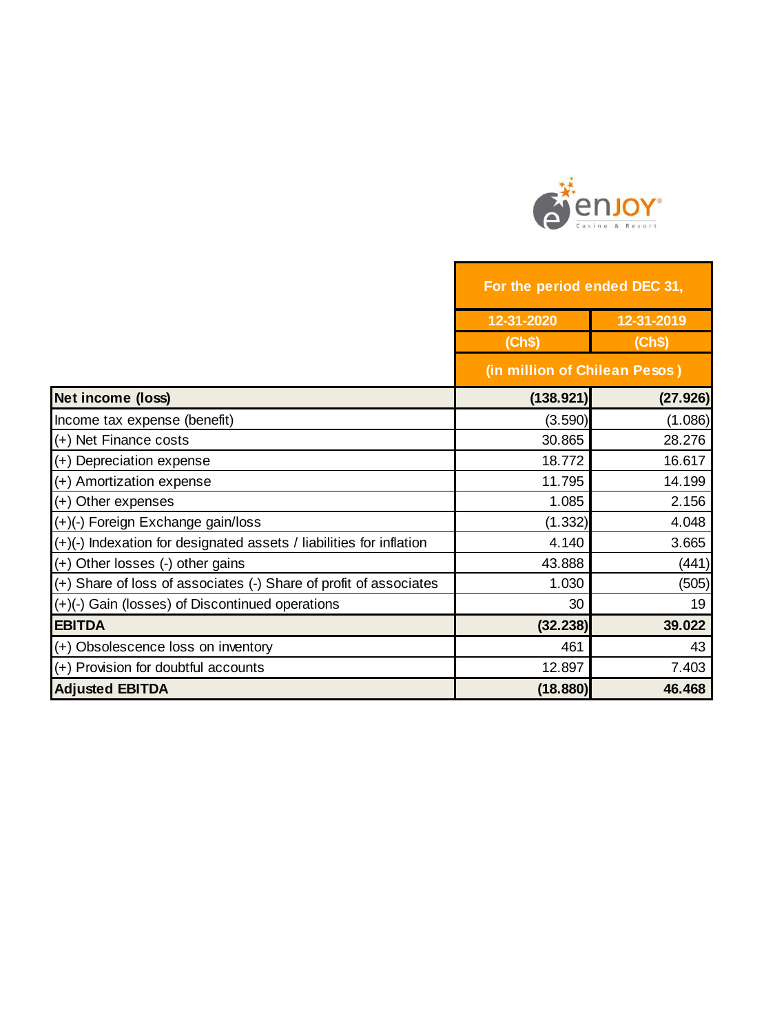enjoy Casino & Resort

| | For the period ended DEC 31, | |
|---|---|---|
| | 12-31-2020 (Ch$) | 12-31-2019 (Ch$) |
| | (in million of Chilean Pesos ) | |
| **Net income (loss)** | **(138.921)** | **(27.926)** |
| Income tax expense (benefit) | (3.590) | (1.086) |
| (+) Net Finance costs | 30.865 | 28.276 |
| (+) Depreciation expense | 18.772 | 16.617 |
| (+) Amortization expense | 11.795 | 14.199 |
| (+) Other expenses | 1.085 | 2.156 |
| (+)(-) Foreign Exchange gain/loss | (1.332) | 4.048 |
| (+)(-) Indexation for designated assets / liabilities for inflation | 4.140 | 3.665 |
| (+) Other losses (-) other gains | 43.888 | (441) |
| (+) Share of loss of associates (-) Share of profit of associates | 1.030 | (505) |
| (+)(-) Gain (losses) of Discontinued operations | 30 | 19 |
| **EBITDA** | **(32.238)** | **39.022** |
| (+) Obsolescence loss on inventory | 461 | 43 |
| (+) Provision for doubtful accounts | 12.897 | 7.403 |
| **Adjusted EBITDA** | **(18.880)** | **46.468** |